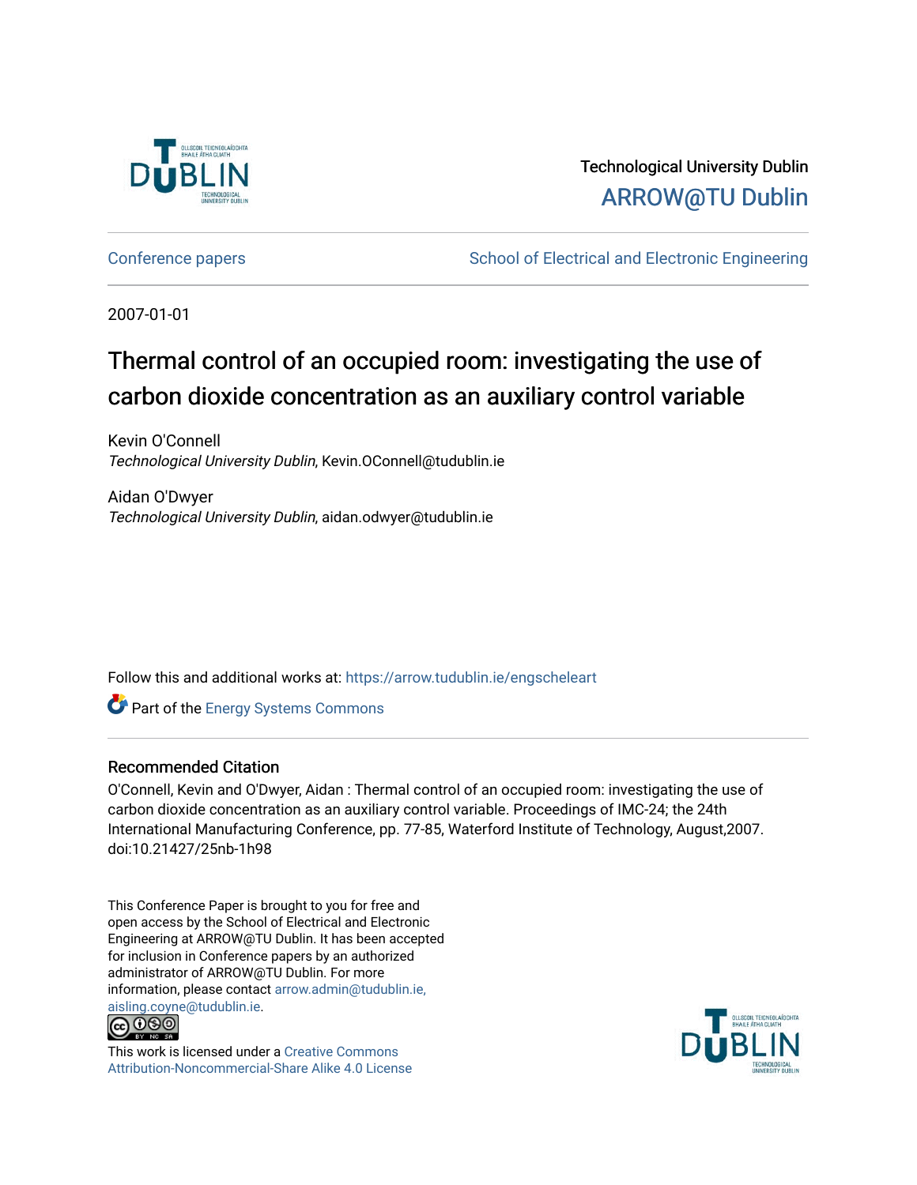Technological University Dublin

ARROW@TU Dublin

Conference papers | School of Electrical and Electronic Engineering
---|---

2007-01-01

# Thermal control of an occupied room: investigating the use of carbon dioxide concentration as an auxiliary control variable

Kevin O'Connell
*Technological University Dublin*, Kevin.OConnell@tudublin.ie

Aidan O'Dwyer
*Technological University Dublin*, aidan.odwyer@tudublin.ie

Follow this and additional works at: https://arrow.tudublin.ie/engscheleart

Part of the Energy Systems Commons

## Recommended Citation

O'Connell, Kevin and O'Dwyer, Aidan : Thermal control of an occupied room: investigating the use of carbon dioxide concentration as an auxiliary control variable. Proceedings of IMC-24; the 24th International Manufacturing Conference, pp. 77-85, Waterford Institute of Technology, August,2007. doi:10.21427/25nb-1h98

This Conference Paper is brought to you for free and open access by the School of Electrical and Electronic Engineering at ARROW@TU Dublin. It has been accepted for inclusion in Conference papers by an authorized administrator of ARROW@TU Dublin. For more information, please contact arrow.admin@tudublin.ie, aisling.coyne@tudublin.ie.

This work is licensed under a Creative Commons Attribution-Noncommercial-Share Alike 4.0 License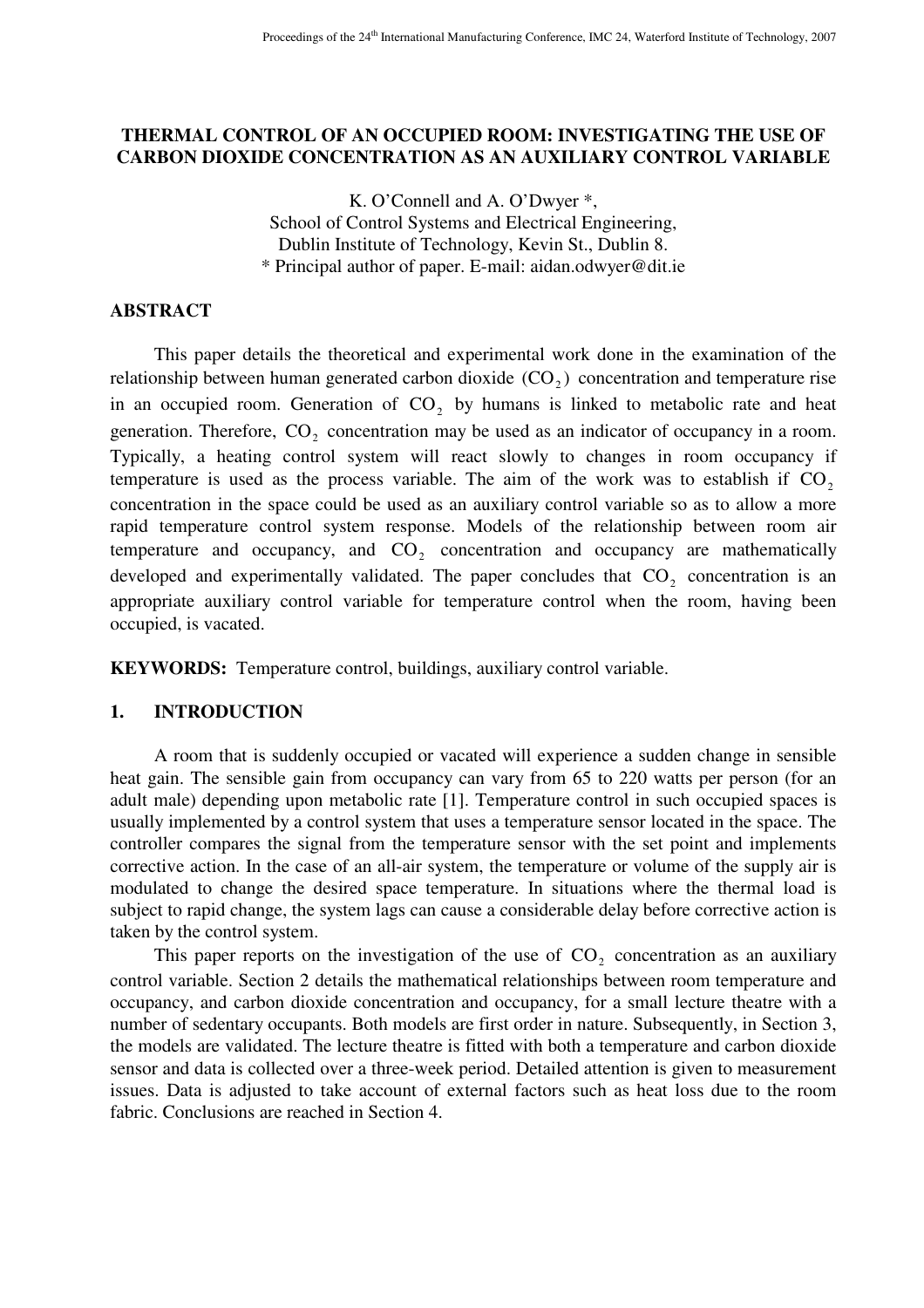# THERMAL CONTROL OF AN OCCUPIED ROOM: INVESTIGATING THE USE OF CARBON DIOXIDE CONCENTRATION AS AN AUXILIARY CONTROL VARIABLE

K. O'Connell and A. O'Dwyer *,
School of Control Systems and Electrical Engineering,
Dublin Institute of Technology, Kevin St., Dublin 8.
* Principal author of paper. E-mail: aidan.odwyer@dit.ie

## ABSTRACT

This paper details the theoretical and experimental work done in the examination of the relationship between human generated carbon dioxide $(CO_2)$ concentration and temperature rise in an occupied room. Generation of $CO_2$ by humans is linked to metabolic rate and heat generation. Therefore, $CO_2$ concentration may be used as an indicator of occupancy in a room. Typically, a heating control system will react slowly to changes in room occupancy if temperature is used as the process variable. The aim of the work was to establish if $CO_2$ concentration in the space could be used as an auxiliary control variable so as to allow a more rapid temperature control system response. Models of the relationship between room air temperature and occupancy, and $CO_2$ concentration and occupancy are mathematically developed and experimentally validated. The paper concludes that $CO_2$ concentration is an appropriate auxiliary control variable for temperature control when the room, having been occupied, is vacated.

**KEYWORDS:** Temperature control, buildings, auxiliary control variable.

## 1. INTRODUCTION

A room that is suddenly occupied or vacated will experience a sudden change in sensible heat gain. The sensible gain from occupancy can vary from 65 to 220 watts per person (for an adult male) depending upon metabolic rate [1]. Temperature control in such occupied spaces is usually implemented by a control system that uses a temperature sensor located in the space. The controller compares the signal from the temperature sensor with the set point and implements corrective action. In the case of an all-air system, the temperature or volume of the supply air is modulated to change the desired space temperature. In situations where the thermal load is subject to rapid change, the system lags can cause a considerable delay before corrective action is taken by the control system.

This paper reports on the investigation of the use of $CO_2$ concentration as an auxiliary control variable. Section 2 details the mathematical relationships between room temperature and occupancy, and carbon dioxide concentration and occupancy, for a small lecture theatre with a number of sedentary occupants. Both models are first order in nature. Subsequently, in Section 3, the models are validated. The lecture theatre is fitted with both a temperature and carbon dioxide sensor and data is collected over a three-week period. Detailed attention is given to measurement issues. Data is adjusted to take account of external factors such as heat loss due to the room fabric. Conclusions are reached in Section 4.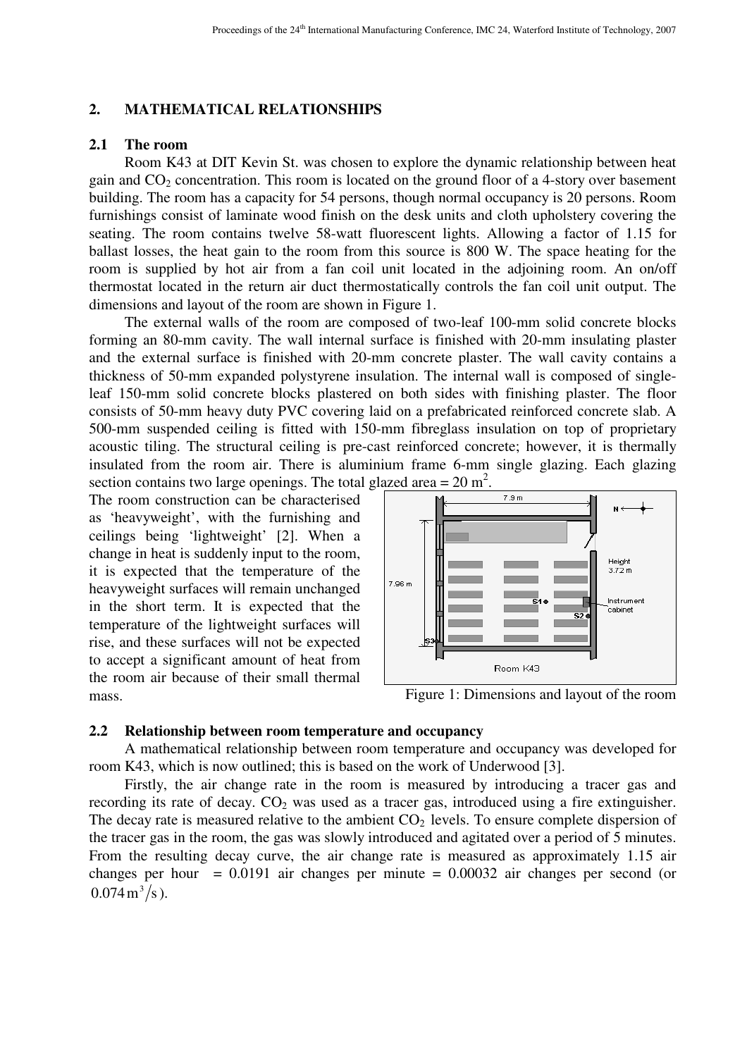## 2. MATHEMATICAL RELATIONSHIPS

### 2.1 The room

Room K43 at DIT Kevin St. was chosen to explore the dynamic relationship between heat gain and $CO_2$ concentration. This room is located on the ground floor of a 4-story over basement building. The room has a capacity for 54 persons, though normal occupancy is 20 persons. Room furnishings consist of laminate wood finish on the desk units and cloth upholstery covering the seating. The room contains twelve 58-watt fluorescent lights. Allowing a factor of 1.15 for ballast losses, the heat gain to the room from this source is 800 W. The space heating for the room is supplied by hot air from a fan coil unit located in the adjoining room. An on/off thermostat located in the return air duct thermostatically controls the fan coil unit output. The dimensions and layout of the room are shown in Figure 1.

The external walls of the room are composed of two-leaf 100-mm solid concrete blocks forming an 80-mm cavity. The wall internal surface is finished with 20-mm insulating plaster and the external surface is finished with 20-mm concrete plaster. The wall cavity contains a thickness of 50-mm expanded polystyrene insulation. The internal wall is composed of single-leaf 150-mm solid concrete blocks plastered on both sides with finishing plaster. The floor consists of 50-mm heavy duty PVC covering laid on a prefabricated reinforced concrete slab. A 500-mm suspended ceiling is fitted with 150-mm fibreglass insulation on top of proprietary acoustic tiling. The structural ceiling is pre-cast reinforced concrete; however, it is thermally insulated from the room air. There is aluminium frame 6-mm single glazing. Each glazing section contains two large openings. The total glazed area = 20 m$^2$.

The room construction can be characterised as 'heavyweight', with the furnishing and ceilings being 'lightweight' [2]. When a change in heat is suddenly input to the room, it is expected that the temperature of the heavyweight surfaces will remain unchanged in the short term. It is expected that the temperature of the lightweight surfaces will rise, and these surfaces will not be expected to accept a significant amount of heat from the room air because of their small thermal mass.

Figure 1: Dimensions and layout of the room

### 2.2 Relationship between room temperature and occupancy

A mathematical relationship between room temperature and occupancy was developed for room K43, which is now outlined; this is based on the work of Underwood [3].

Firstly, the air change rate in the room is measured by introducing a tracer gas and recording its rate of decay. $CO_2$ was used as a tracer gas, introduced using a fire extinguisher. The decay rate is measured relative to the ambient $CO_2$ levels. To ensure complete dispersion of the tracer gas in the room, the gas was slowly introduced and agitated over a period of 5 minutes. From the resulting decay curve, the air change rate is measured as approximately 1.15 air changes per hour = 0.0191 air changes per minute = 0.00032 air changes per second (or $0.074\,\text{m}^3/\text{s}$).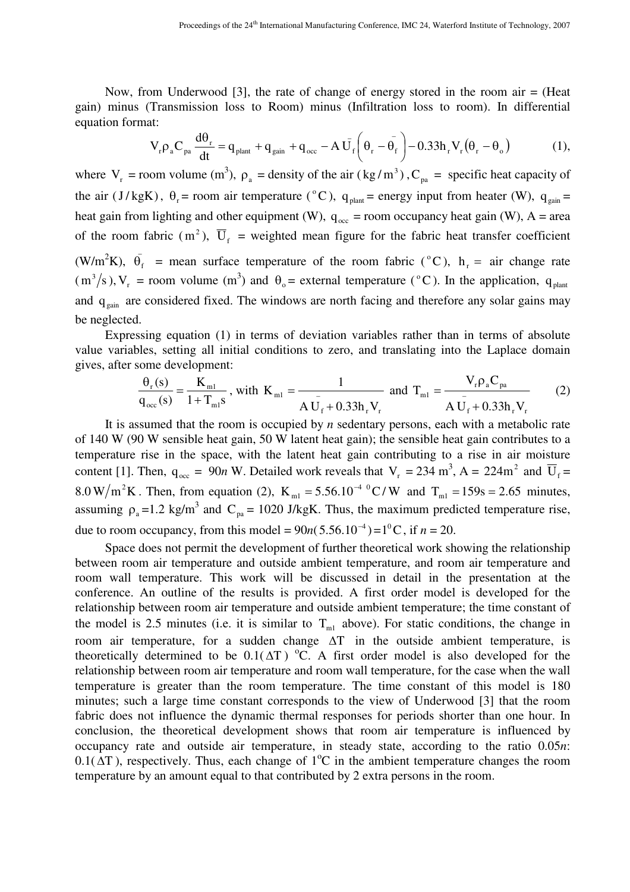Now, from Underwood [3], the rate of change of energy stored in the room air = (Heat gain) minus (Transmission loss to Room) minus (Infiltration loss to room). In differential equation format:

$$V_r \rho_a C_{pa} \frac{d\theta_r}{dt} = q_{plant} + q_{gain} + q_{occ} - A\,\bar{U}_f\left(\theta_r - \bar{\theta}_f\right) - 0.33 h_r V_r \left(\theta_r - \theta_o\right) \qquad (1),$$

where $V_r$ = room volume ($m^3$), $\rho_a$ = density of the air ($kg/m^3$), $C_{pa}$ = specific heat capacity of the air ($J/kgK$), $\theta_r$ = room air temperature ($^oC$), $q_{plant}$ = energy input from heater (W), $q_{gain}$ = heat gain from lighting and other equipment (W), $q_{occ}$ = room occupancy heat gain (W), A = area of the room fabric ($m^2$), $\overline{U}_f$ = weighted mean figure for the fabric heat transfer coefficient ($W/m^2K$), $\bar{\theta}_f$ = mean surface temperature of the room fabric ($^oC$), $h_r$ = air change rate ($m^3/s$), $V_r$ = room volume ($m^3$) and $\theta_o$ = external temperature ($^oC$). In the application, $q_{plant}$ and $q_{gain}$ are considered fixed. The windows are north facing and therefore any solar gains may be neglected.

Expressing equation (1) in terms of deviation variables rather than in terms of absolute value variables, setting all initial conditions to zero, and translating into the Laplace domain gives, after some development:

$$\frac{\theta_r(s)}{q_{occ}(s)} = \frac{K_{m1}}{1 + T_{m1}s}, \text{ with } K_{m1} = \frac{1}{A\,\bar{U}_f + 0.33 h_r V_r} \text{ and } T_{m1} = \frac{V_r \rho_a C_{pa}}{A\,\bar{U}_f + 0.33 h_r V_r} \qquad (2)$$

It is assumed that the room is occupied by *n* sedentary persons, each with a metabolic rate of 140 W (90 W sensible heat gain, 50 W latent heat gain); the sensible heat gain contributes to a temperature rise in the space, with the latent heat gain contributing to a rise in air moisture content [1]. Then, $q_{occ} = 90n$ W. Detailed work reveals that $V_r = 234$ $m^3$, $A = 224 m^2$ and $\overline{U}_f = 8.0\, W/m^2K$. Then, from equation (2), $K_{m1} = 5.56.10^{-4}\ ^0C/W$ and $T_{m1} = 159s = 2.65$ minutes, assuming $\rho_a = 1.2$ kg/m$^3$ and $C_{pa} = 1020$ J/kgK. Thus, the maximum predicted temperature rise, due to room occupancy, from this model = $90n(5.56.10^{-4}) = 1^0C$, if $n = 20$.

Space does not permit the development of further theoretical work showing the relationship between room air temperature and outside ambient temperature, and room air temperature and room wall temperature. This work will be discussed in detail in the presentation at the conference. An outline of the results is provided. A first order model is developed for the relationship between room air temperature and outside ambient temperature; the time constant of the model is 2.5 minutes (i.e. it is similar to $T_{m1}$ above). For static conditions, the change in room air temperature, for a sudden change $\Delta T$ in the outside ambient temperature, is theoretically determined to be $0.1(\Delta T)$ $^oC$. A first order model is also developed for the relationship between room air temperature and room wall temperature, for the case when the wall temperature is greater than the room temperature. The time constant of this model is 180 minutes; such a large time constant corresponds to the view of Underwood [3] that the room fabric does not influence the dynamic thermal responses for periods shorter than one hour. In conclusion, the theoretical development shows that room air temperature is influenced by occupancy rate and outside air temperature, in steady state, according to the ratio $0.05n$: $0.1(\Delta T)$, respectively. Thus, each change of $1^oC$ in the ambient temperature changes the room temperature by an amount equal to that contributed by 2 extra persons in the room.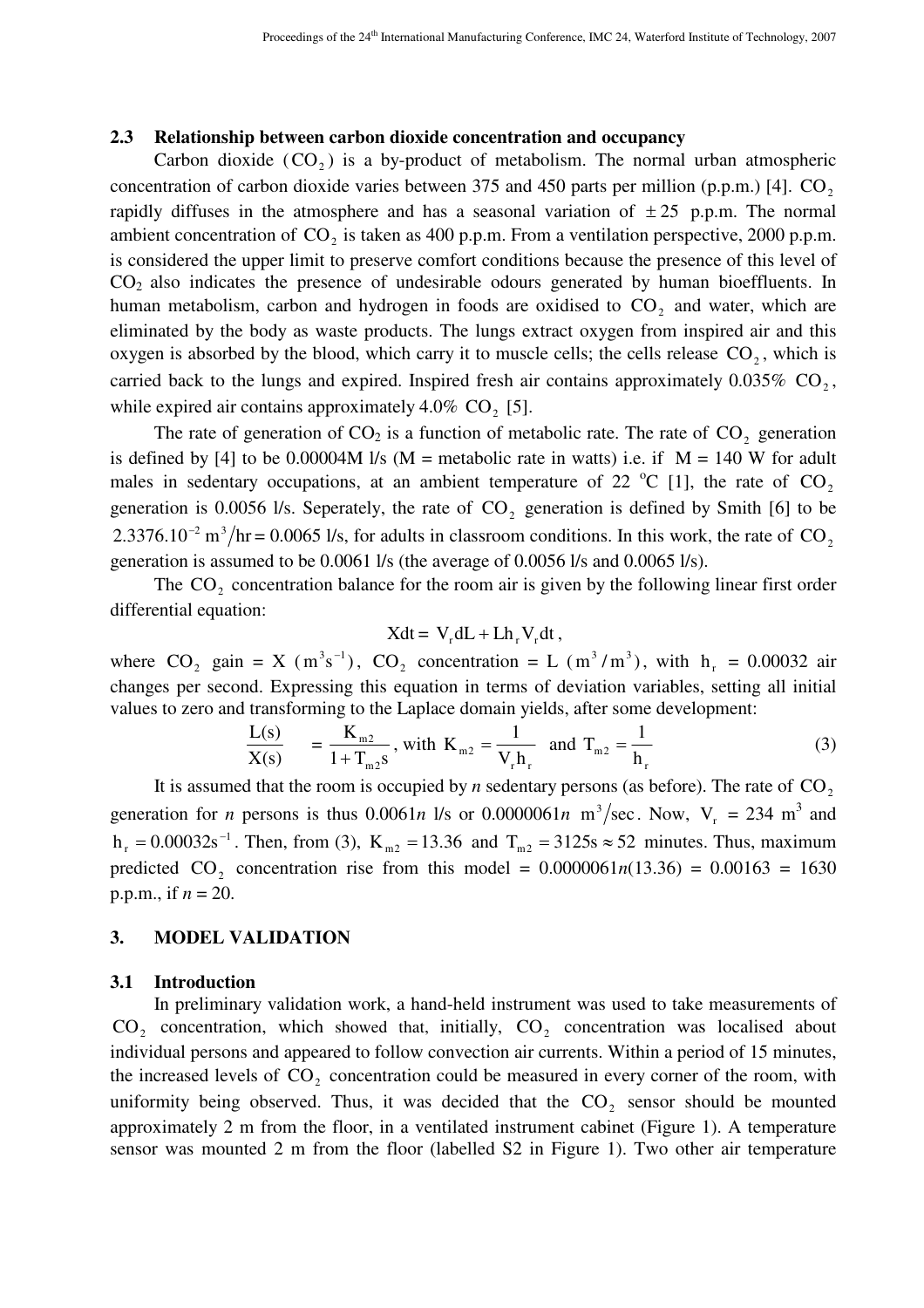### 2.3 Relationship between carbon dioxide concentration and occupancy

Carbon dioxide ($CO_2$) is a by-product of metabolism. The normal urban atmospheric concentration of carbon dioxide varies between 375 and 450 parts per million (p.p.m.) [4]. $CO_2$ rapidly diffuses in the atmosphere and has a seasonal variation of $\pm 25$ p.p.m. The normal ambient concentration of $CO_2$ is taken as 400 p.p.m. From a ventilation perspective, 2000 p.p.m. is considered the upper limit to preserve comfort conditions because the presence of this level of $CO_2$ also indicates the presence of undesirable odours generated by human bioeffluents. In human metabolism, carbon and hydrogen in foods are oxidised to $CO_2$ and water, which are eliminated by the body as waste products. The lungs extract oxygen from inspired air and this oxygen is absorbed by the blood, which carry it to muscle cells; the cells release $CO_2$, which is carried back to the lungs and expired. Inspired fresh air contains approximately 0.035% $CO_2$, while expired air contains approximately 4.0% $CO_2$ [5].

The rate of generation of $CO_2$ is a function of metabolic rate. The rate of $CO_2$ generation is defined by [4] to be 0.00004M l/s (M = metabolic rate in watts) i.e. if M = 140 W for adult males in sedentary occupations, at an ambient temperature of 22 $^oC$ [1], the rate of $CO_2$ generation is 0.0056 l/s. Seperately, the rate of $CO_2$ generation is defined by Smith [6] to be $2.3376.10^{-2}\ m^3/hr = 0.0065$ l/s, for adults in classroom conditions. In this work, the rate of $CO_2$ generation is assumed to be 0.0061 l/s (the average of 0.0056 l/s and 0.0065 l/s).

The $CO_2$ concentration balance for the room air is given by the following linear first order differential equation:

$$Xdt = V_r dL + Lh_r V_r dt,$$

where $CO_2$ gain = X ($m^3s^{-1}$), $CO_2$ concentration = L ($m^3/m^3$), with $h_r$ = 0.00032 air changes per second. Expressing this equation in terms of deviation variables, setting all initial values to zero and transforming to the Laplace domain yields, after some development:

$$\frac{L(s)}{X(s)} = \frac{K_{m2}}{1+T_{m2}s}, \text{ with } K_{m2} = \frac{1}{V_r h_r} \text{ and } T_{m2} = \frac{1}{h_r} \tag{3}$$

It is assumed that the room is occupied by *n* sedentary persons (as before). The rate of $CO_2$ generation for *n* persons is thus 0.0061*n* l/s or 0.0000061*n* $m^3/sec$. Now, $V_r$ = 234 $m^3$ and $h_r = 0.00032s^{-1}$. Then, from (3), $K_{m2} = 13.36$ and $T_{m2} = 3125s \approx 52$ minutes. Thus, maximum predicted $CO_2$ concentration rise from this model = 0.0000061*n*(13.36) = 0.00163 = 1630 p.p.m., if *n* = 20.

## 3. MODEL VALIDATION

### 3.1 Introduction

In preliminary validation work, a hand-held instrument was used to take measurements of $CO_2$ concentration, which showed that, initially, $CO_2$ concentration was localised about individual persons and appeared to follow convection air currents. Within a period of 15 minutes, the increased levels of $CO_2$ concentration could be measured in every corner of the room, with uniformity being observed. Thus, it was decided that the $CO_2$ sensor should be mounted approximately 2 m from the floor, in a ventilated instrument cabinet (Figure 1). A temperature sensor was mounted 2 m from the floor (labelled S2 in Figure 1). Two other air temperature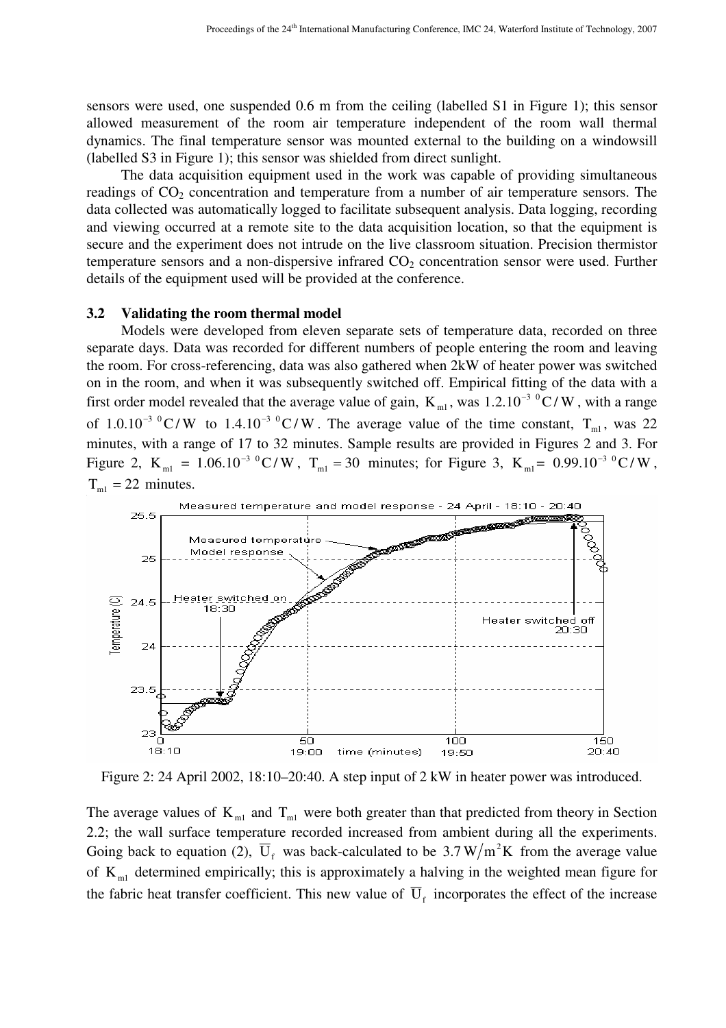sensors were used, one suspended 0.6 m from the ceiling (labelled S1 in Figure 1); this sensor allowed measurement of the room air temperature independent of the room wall thermal dynamics. The final temperature sensor was mounted external to the building on a windowsill (labelled S3 in Figure 1); this sensor was shielded from direct sunlight.

The data acquisition equipment used in the work was capable of providing simultaneous readings of $CO_2$ concentration and temperature from a number of air temperature sensors. The data collected was automatically logged to facilitate subsequent analysis. Data logging, recording and viewing occurred at a remote site to the data acquisition location, so that the equipment is secure and the experiment does not intrude on the live classroom situation. Precision thermistor temperature sensors and a non-dispersive infrared $CO_2$ concentration sensor were used. Further details of the equipment used will be provided at the conference.

### 3.2 Validating the room thermal model

Models were developed from eleven separate sets of temperature data, recorded on three separate days. Data was recorded for different numbers of people entering the room and leaving the room. For cross-referencing, data was also gathered when 2kW of heater power was switched on in the room, and when it was subsequently switched off. Empirical fitting of the data with a first order model revealed that the average value of gain, $K_{m1}$, was $1.2.10^{-3}\ {}^0C/W$, with a range of $1.0.10^{-3}\ {}^0C/W$ to $1.4.10^{-3}\ {}^0C/W$. The average value of the time constant, $T_{m1}$, was 22 minutes, with a range of 17 to 32 minutes. Sample results are provided in Figures 2 and 3. For Figure 2, $K_{m1} = 1.06.10^{-3}\ {}^0C/W$, $T_{m1} = 30$ minutes; for Figure 3, $K_{m1} = 0.99.10^{-3}\ {}^0C/W$, $T_{m1} = 22$ minutes.

Figure 2: 24 April 2002, 18:10–20:40. A step input of 2 kW in heater power was introduced.

The average values of $K_{m1}$ and $T_{m1}$ were both greater than that predicted from theory in Section 2.2; the wall surface temperature recorded increased from ambient during all the experiments. Going back to equation (2), $\overline{U}_f$ was back-calculated to be $3.7\,W/m^2K$ from the average value of $K_{m1}$ determined empirically; this is approximately a halving in the weighted mean figure for the fabric heat transfer coefficient. This new value of $\overline{U}_f$ incorporates the effect of the increase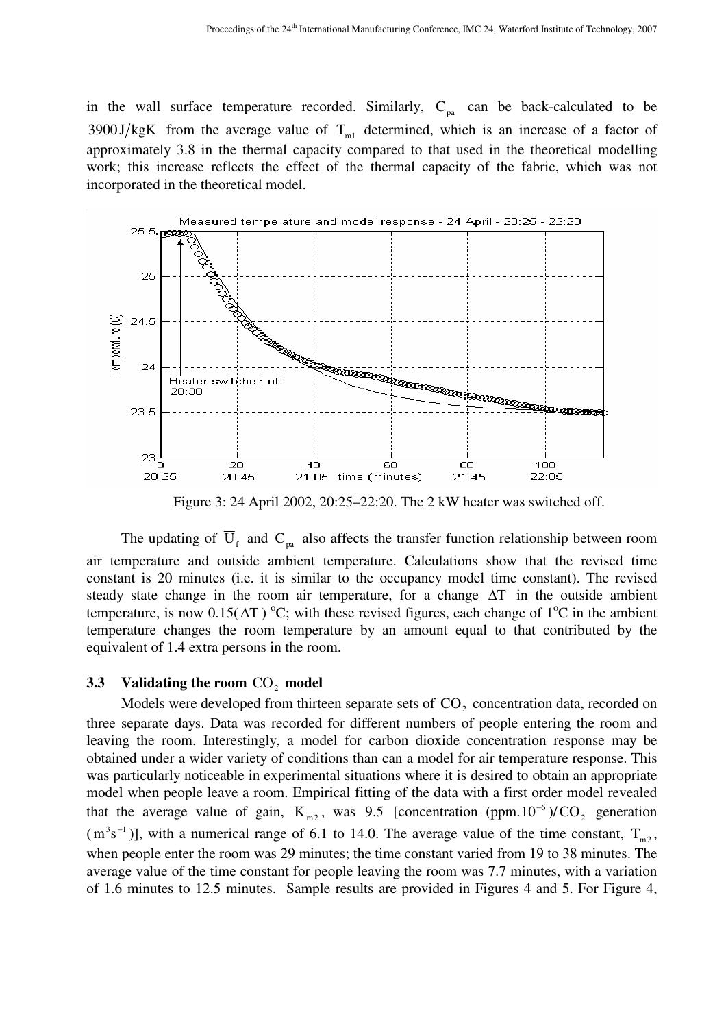in the wall surface temperature recorded. Similarly, $C_{pa}$ can be back-calculated to be $3900\,\mathrm{J/kgK}$ from the average value of $T_{m1}$ determined, which is an increase of a factor of approximately 3.8 in the thermal capacity compared to that used in the theoretical modelling work; this increase reflects the effect of the thermal capacity of the fabric, which was not incorporated in the theoretical model.

Figure 3: 24 April 2002, 20:25–22:20. The 2 kW heater was switched off.

The updating of $\overline{U}_f$ and $C_{pa}$ also affects the transfer function relationship between room air temperature and outside ambient temperature. Calculations show that the revised time constant is 20 minutes (i.e. it is similar to the occupancy model time constant). The revised steady state change in the room air temperature, for a change $\Delta T$ in the outside ambient temperature, is now $0.15(\Delta T)$ °C; with these revised figures, each change of 1°C in the ambient temperature changes the room temperature by an amount equal to that contributed by the equivalent of 1.4 extra persons in the room.

### 3.3 Validating the room $CO_2$ model

Models were developed from thirteen separate sets of $CO_2$ concentration data, recorded on three separate days. Data was recorded for different numbers of people entering the room and leaving the room. Interestingly, a model for carbon dioxide concentration response may be obtained under a wider variety of conditions than can a model for air temperature response. This was particularly noticeable in experimental situations where it is desired to obtain an appropriate model when people leave a room. Empirical fitting of the data with a first order model revealed that the average value of gain, $K_{m2}$, was 9.5 [concentration $(\mathrm{ppm}.10^{-6})/CO_2$ generation $(\mathrm{m^3s^{-1}})$], with a numerical range of 6.1 to 14.0. The average value of the time constant, $T_{m2}$, when people enter the room was 29 minutes; the time constant varied from 19 to 38 minutes. The average value of the time constant for people leaving the room was 7.7 minutes, with a variation of 1.6 minutes to 12.5 minutes. Sample results are provided in Figures 4 and 5. For Figure 4,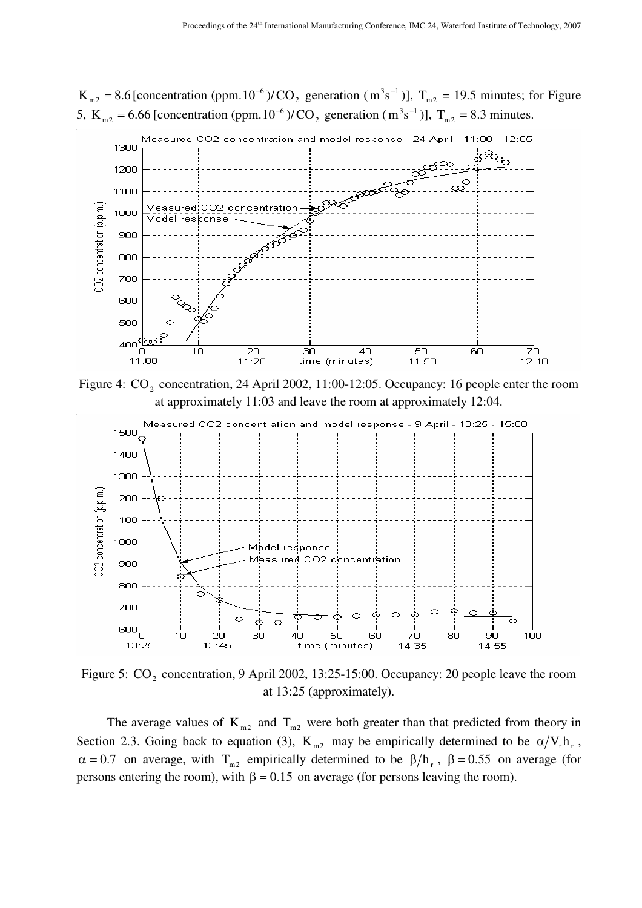$K_{m2} = 8.6$ [concentration (ppm.$10^{-6}$)/$CO_2$ generation ($m^3s^{-1}$)], $T_{m2}$ = 19.5 minutes; for Figure 5, $K_{m2} = 6.66$ [concentration (ppm.$10^{-6}$)/$CO_2$ generation ($m^3s^{-1}$)], $T_{m2}$ = 8.3 minutes.

Figure 4: $CO_2$ concentration, 24 April 2002, 11:00-12:05. Occupancy: 16 people enter the room at approximately 11:03 and leave the room at approximately 12:04.

Figure 5: $CO_2$ concentration, 9 April 2002, 13:25-15:00. Occupancy: 20 people leave the room at 13:25 (approximately).

The average values of $K_{m2}$ and $T_{m2}$ were both greater than that predicted from theory in Section 2.3. Going back to equation (3), $K_{m2}$ may be empirically determined to be $\alpha/V_r h_r$, $\alpha = 0.7$ on average, with $T_{m2}$ empirically determined to be $\beta/h_r$, $\beta = 0.55$ on average (for persons entering the room), with $\beta = 0.15$ on average (for persons leaving the room).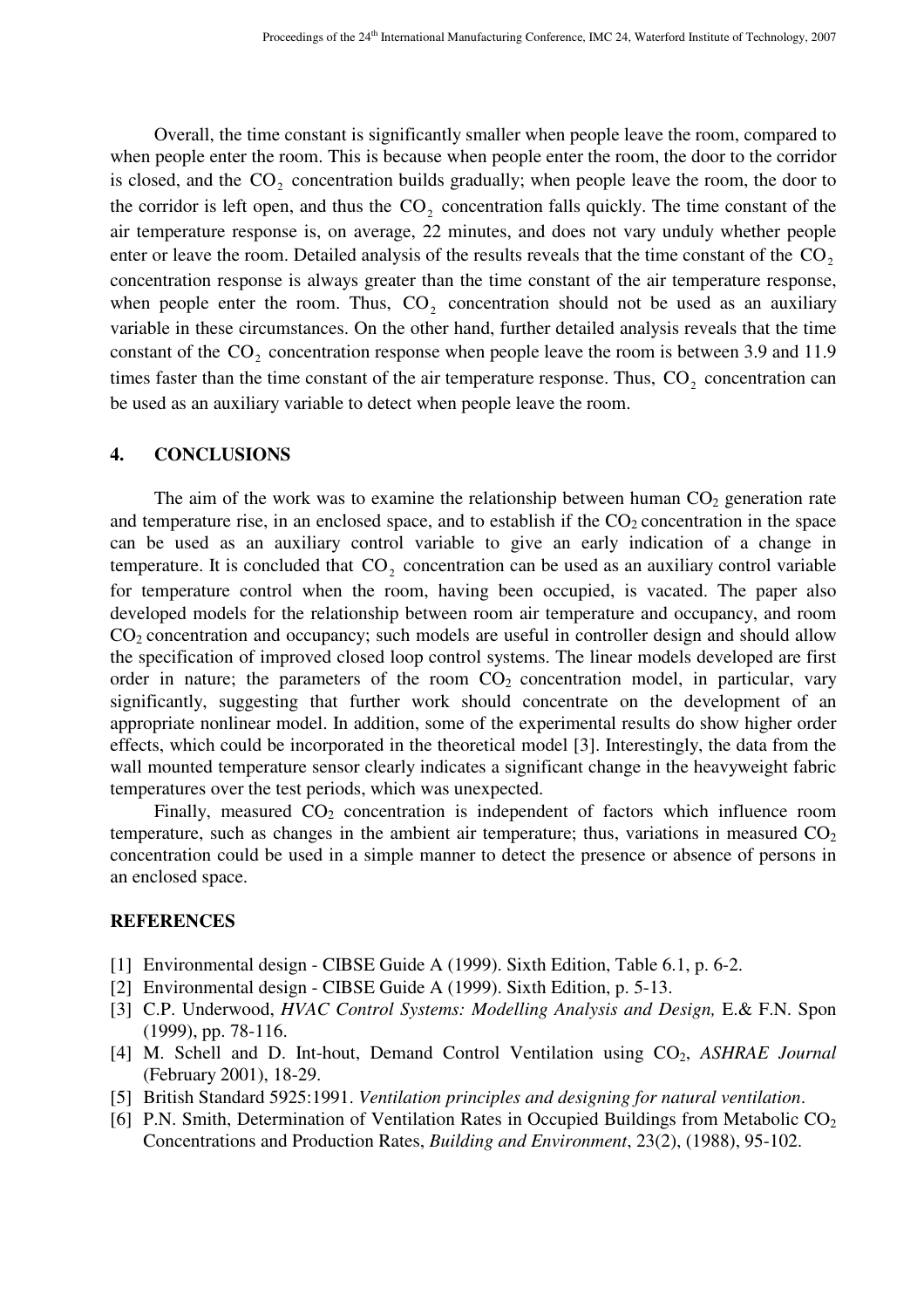Overall, the time constant is significantly smaller when people leave the room, compared to when people enter the room. This is because when people enter the room, the door to the corridor is closed, and the $CO_2$ concentration builds gradually; when people leave the room, the door to the corridor is left open, and thus the $CO_2$ concentration falls quickly. The time constant of the air temperature response is, on average, 22 minutes, and does not vary unduly whether people enter or leave the room. Detailed analysis of the results reveals that the time constant of the $CO_2$ concentration response is always greater than the time constant of the air temperature response, when people enter the room. Thus, $CO_2$ concentration should not be used as an auxiliary variable in these circumstances. On the other hand, further detailed analysis reveals that the time constant of the $CO_2$ concentration response when people leave the room is between 3.9 and 11.9 times faster than the time constant of the air temperature response. Thus, $CO_2$ concentration can be used as an auxiliary variable to detect when people leave the room.

## 4. CONCLUSIONS

The aim of the work was to examine the relationship between human $CO_2$ generation rate and temperature rise, in an enclosed space, and to establish if the $CO_2$ concentration in the space can be used as an auxiliary control variable to give an early indication of a change in temperature. It is concluded that $CO_2$ concentration can be used as an auxiliary control variable for temperature control when the room, having been occupied, is vacated. The paper also developed models for the relationship between room air temperature and occupancy, and room $CO_2$ concentration and occupancy; such models are useful in controller design and should allow the specification of improved closed loop control systems. The linear models developed are first order in nature; the parameters of the room $CO_2$ concentration model, in particular, vary significantly, suggesting that further work should concentrate on the development of an appropriate nonlinear model. In addition, some of the experimental results do show higher order effects, which could be incorporated in the theoretical model [3]. Interestingly, the data from the wall mounted temperature sensor clearly indicates a significant change in the heavyweight fabric temperatures over the test periods, which was unexpected.

Finally, measured $CO_2$ concentration is independent of factors which influence room temperature, such as changes in the ambient air temperature; thus, variations in measured $CO_2$ concentration could be used in a simple manner to detect the presence or absence of persons in an enclosed space.

## REFERENCES

[1] Environmental design - CIBSE Guide A (1999). Sixth Edition, Table 6.1, p. 6-2.

[2] Environmental design - CIBSE Guide A (1999). Sixth Edition, p. 5-13.

[3] C.P. Underwood, *HVAC Control Systems: Modelling Analysis and Design,* E.& F.N. Spon (1999), pp. 78-116.

[4] M. Schell and D. Int-hout, Demand Control Ventilation using $CO_2$, *ASHRAE Journal* (February 2001), 18-29.

[5] British Standard 5925:1991. *Ventilation principles and designing for natural ventilation*.

[6] P.N. Smith, Determination of Ventilation Rates in Occupied Buildings from Metabolic $CO_2$ Concentrations and Production Rates, *Building and Environment*, 23(2), (1988), 95-102.